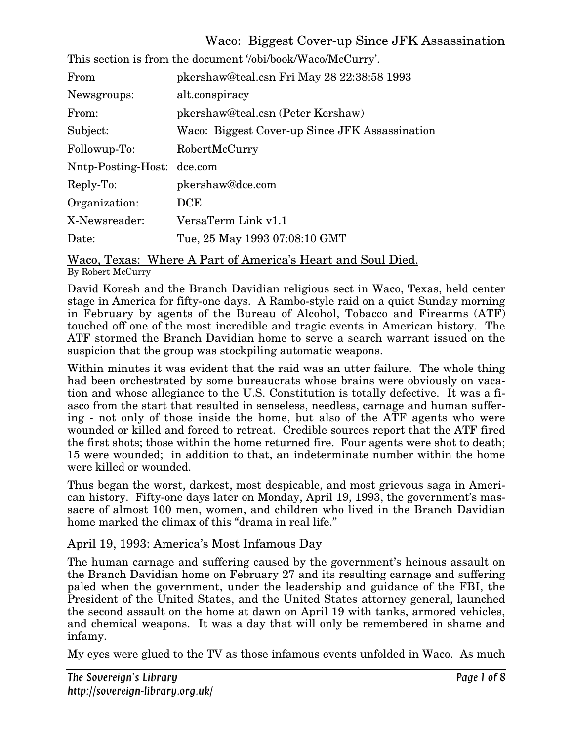This section is from the document '/obi/book/Waco/McCurry'.

| | |
|---|---|
| From | pkershaw@teal.csn Fri May 28 22:38:58 1993 |
| Newsgroups: | alt.conspiracy |
| From: | pkershaw@teal.csn (Peter Kershaw) |
| Subject: | Waco: Biggest Cover-up Since JFK Assassination |
| Followup-To: | RobertMcCurry |
| Nntp-Posting-Host: | dce.com |
| Reply-To: | pkershaw@dce.com |
| Organization: | DCE |
| X-Newsreader: | VersaTerm Link v1.1 |
| Date: | Tue, 25 May 1993 07:08:10 GMT |

## Waco, Texas: Where A Part of America's Heart and Soul Died.

By Robert McCurry

David Koresh and the Branch Davidian religious sect in Waco, Texas, held center stage in America for fifty-one days. A Rambo-style raid on a quiet Sunday morning in February by agents of the Bureau of Alcohol, Tobacco and Firearms (ATF) touched off one of the most incredible and tragic events in American history. The ATF stormed the Branch Davidian home to serve a search warrant issued on the suspicion that the group was stockpiling automatic weapons.

Within minutes it was evident that the raid was an utter failure. The whole thing had been orchestrated by some bureaucrats whose brains were obviously on vacation and whose allegiance to the U.S. Constitution is totally defective. It was a fiasco from the start that resulted in senseless, needless, carnage and human suffering - not only of those inside the home, but also of the ATF agents who were wounded or killed and forced to retreat. Credible sources report that the ATF fired the first shots; those within the home returned fire. Four agents were shot to death; 15 were wounded; in addition to that, an indeterminate number within the home were killed or wounded.

Thus began the worst, darkest, most despicable, and most grievous saga in American history. Fifty-one days later on Monday, April 19, 1993, the government's massacre of almost 100 men, women, and children who lived in the Branch Davidian home marked the climax of this "drama in real life."

## April 19, 1993: America's Most Infamous Day

The human carnage and suffering caused by the government's heinous assault on the Branch Davidian home on February 27 and its resulting carnage and suffering paled when the government, under the leadership and guidance of the FBI, the President of the United States, and the United States attorney general, launched the second assault on the home at dawn on April 19 with tanks, armored vehicles, and chemical weapons. It was a day that will only be remembered in shame and infamy.

My eyes were glued to the TV as those infamous events unfolded in Waco. As much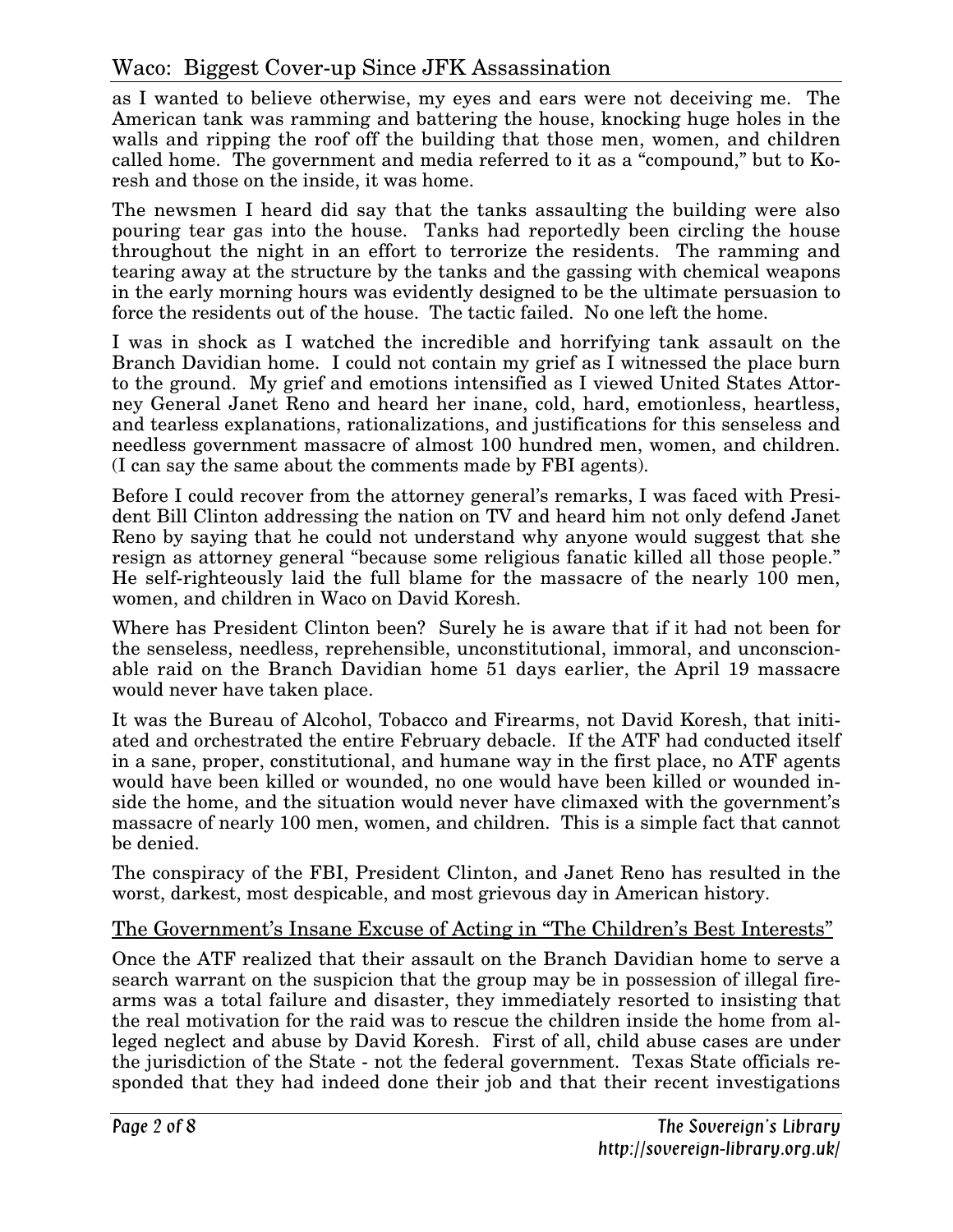as I wanted to believe otherwise, my eyes and ears were not deceiving me. The American tank was ramming and battering the house, knocking huge holes in the walls and ripping the roof off the building that those men, women, and children called home. The government and media referred to it as a "compound," but to Koresh and those on the inside, it was home.

The newsmen I heard did say that the tanks assaulting the building were also pouring tear gas into the house. Tanks had reportedly been circling the house throughout the night in an effort to terrorize the residents. The ramming and tearing away at the structure by the tanks and the gassing with chemical weapons in the early morning hours was evidently designed to be the ultimate persuasion to force the residents out of the house. The tactic failed. No one left the home.

I was in shock as I watched the incredible and horrifying tank assault on the Branch Davidian home. I could not contain my grief as I witnessed the place burn to the ground. My grief and emotions intensified as I viewed United States Attorney General Janet Reno and heard her inane, cold, hard, emotionless, heartless, and tearless explanations, rationalizations, and justifications for this senseless and needless government massacre of almost 100 hundred men, women, and children. (I can say the same about the comments made by FBI agents).

Before I could recover from the attorney general's remarks, I was faced with President Bill Clinton addressing the nation on TV and heard him not only defend Janet Reno by saying that he could not understand why anyone would suggest that she resign as attorney general "because some religious fanatic killed all those people." He self-righteously laid the full blame for the massacre of the nearly 100 men, women, and children in Waco on David Koresh.

Where has President Clinton been? Surely he is aware that if it had not been for the senseless, needless, reprehensible, unconstitutional, immoral, and unconscionable raid on the Branch Davidian home 51 days earlier, the April 19 massacre would never have taken place.

It was the Bureau of Alcohol, Tobacco and Firearms, not David Koresh, that initiated and orchestrated the entire February debacle. If the ATF had conducted itself in a sane, proper, constitutional, and humane way in the first place, no ATF agents would have been killed or wounded, no one would have been killed or wounded inside the home, and the situation would never have climaxed with the government's massacre of nearly 100 men, women, and children. This is a simple fact that cannot be denied.

The conspiracy of the FBI, President Clinton, and Janet Reno has resulted in the worst, darkest, most despicable, and most grievous day in American history.

## The Government's Insane Excuse of Acting in "The Children's Best Interests"

Once the ATF realized that their assault on the Branch Davidian home to serve a search warrant on the suspicion that the group may be in possession of illegal firearms was a total failure and disaster, they immediately resorted to insisting that the real motivation for the raid was to rescue the children inside the home from alleged neglect and abuse by David Koresh. First of all, child abuse cases are under the jurisdiction of the State - not the federal government. Texas State officials responded that they had indeed done their job and that their recent investigations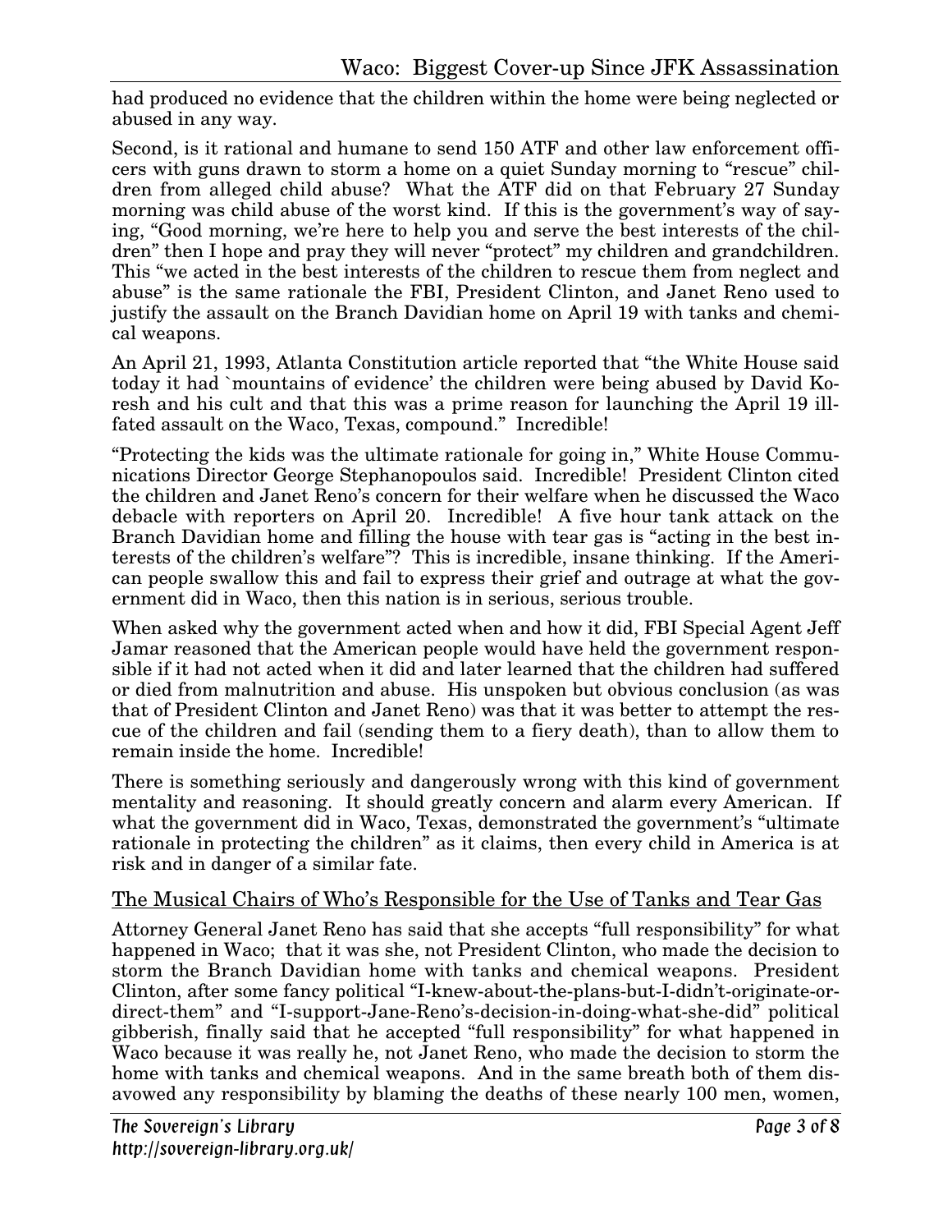had produced no evidence that the children within the home were being neglected or abused in any way.

Second, is it rational and humane to send 150 ATF and other law enforcement officers with guns drawn to storm a home on a quiet Sunday morning to "rescue" children from alleged child abuse? What the ATF did on that February 27 Sunday morning was child abuse of the worst kind. If this is the government's way of saying, "Good morning, we're here to help you and serve the best interests of the children" then I hope and pray they will never "protect" my children and grandchildren. This "we acted in the best interests of the children to rescue them from neglect and abuse" is the same rationale the FBI, President Clinton, and Janet Reno used to justify the assault on the Branch Davidian home on April 19 with tanks and chemical weapons.

An April 21, 1993, Atlanta Constitution article reported that "the White House said today it had `mountains of evidence' the children were being abused by David Koresh and his cult and that this was a prime reason for launching the April 19 ill-fated assault on the Waco, Texas, compound." Incredible!

"Protecting the kids was the ultimate rationale for going in," White House Communications Director George Stephanopoulos said. Incredible! President Clinton cited the children and Janet Reno's concern for their welfare when he discussed the Waco debacle with reporters on April 20. Incredible! A five hour tank attack on the Branch Davidian home and filling the house with tear gas is "acting in the best interests of the children's welfare"? This is incredible, insane thinking. If the American people swallow this and fail to express their grief and outrage at what the government did in Waco, then this nation is in serious, serious trouble.

When asked why the government acted when and how it did, FBI Special Agent Jeff Jamar reasoned that the American people would have held the government responsible if it had not acted when it did and later learned that the children had suffered or died from malnutrition and abuse. His unspoken but obvious conclusion (as was that of President Clinton and Janet Reno) was that it was better to attempt the rescue of the children and fail (sending them to a fiery death), than to allow them to remain inside the home. Incredible!

There is something seriously and dangerously wrong with this kind of government mentality and reasoning. It should greatly concern and alarm every American. If what the government did in Waco, Texas, demonstrated the government's "ultimate rationale in protecting the children" as it claims, then every child in America is at risk and in danger of a similar fate.

## The Musical Chairs of Who's Responsible for the Use of Tanks and Tear Gas

Attorney General Janet Reno has said that she accepts "full responsibility" for what happened in Waco; that it was she, not President Clinton, who made the decision to storm the Branch Davidian home with tanks and chemical weapons. President Clinton, after some fancy political "I-knew-about-the-plans-but-I-didn't-originate-or-direct-them" and "I-support-Jane-Reno's-decision-in-doing-what-she-did" political gibberish, finally said that he accepted "full responsibility" for what happened in Waco because it was really he, not Janet Reno, who made the decision to storm the home with tanks and chemical weapons. And in the same breath both of them disavowed any responsibility by blaming the deaths of these nearly 100 men, women,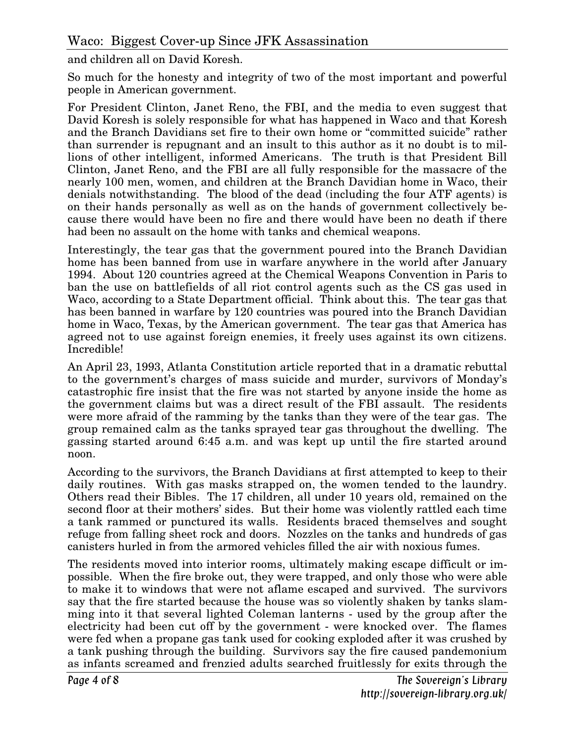and children all on David Koresh.

So much for the honesty and integrity of two of the most important and powerful people in American government.

For President Clinton, Janet Reno, the FBI, and the media to even suggest that David Koresh is solely responsible for what has happened in Waco and that Koresh and the Branch Davidians set fire to their own home or "committed suicide" rather than surrender is repugnant and an insult to this author as it no doubt is to millions of other intelligent, informed Americans. The truth is that President Bill Clinton, Janet Reno, and the FBI are all fully responsible for the massacre of the nearly 100 men, women, and children at the Branch Davidian home in Waco, their denials notwithstanding. The blood of the dead (including the four ATF agents) is on their hands personally as well as on the hands of government collectively because there would have been no fire and there would have been no death if there had been no assault on the home with tanks and chemical weapons.

Interestingly, the tear gas that the government poured into the Branch Davidian home has been banned from use in warfare anywhere in the world after January 1994. About 120 countries agreed at the Chemical Weapons Convention in Paris to ban the use on battlefields of all riot control agents such as the CS gas used in Waco, according to a State Department official. Think about this. The tear gas that has been banned in warfare by 120 countries was poured into the Branch Davidian home in Waco, Texas, by the American government. The tear gas that America has agreed not to use against foreign enemies, it freely uses against its own citizens. Incredible!

An April 23, 1993, Atlanta Constitution article reported that in a dramatic rebuttal to the government's charges of mass suicide and murder, survivors of Monday's catastrophic fire insist that the fire was not started by anyone inside the home as the government claims but was a direct result of the FBI assault. The residents were more afraid of the ramming by the tanks than they were of the tear gas. The group remained calm as the tanks sprayed tear gas throughout the dwelling. The gassing started around 6:45 a.m. and was kept up until the fire started around noon.

According to the survivors, the Branch Davidians at first attempted to keep to their daily routines. With gas masks strapped on, the women tended to the laundry. Others read their Bibles. The 17 children, all under 10 years old, remained on the second floor at their mothers' sides. But their home was violently rattled each time a tank rammed or punctured its walls. Residents braced themselves and sought refuge from falling sheet rock and doors. Nozzles on the tanks and hundreds of gas canisters hurled in from the armored vehicles filled the air with noxious fumes.

The residents moved into interior rooms, ultimately making escape difficult or impossible. When the fire broke out, they were trapped, and only those who were able to make it to windows that were not aflame escaped and survived. The survivors say that the fire started because the house was so violently shaken by tanks slamming into it that several lighted Coleman lanterns - used by the group after the electricity had been cut off by the government - were knocked over. The flames were fed when a propane gas tank used for cooking exploded after it was crushed by a tank pushing through the building. Survivors say the fire caused pandemonium as infants screamed and frenzied adults searched fruitlessly for exits through the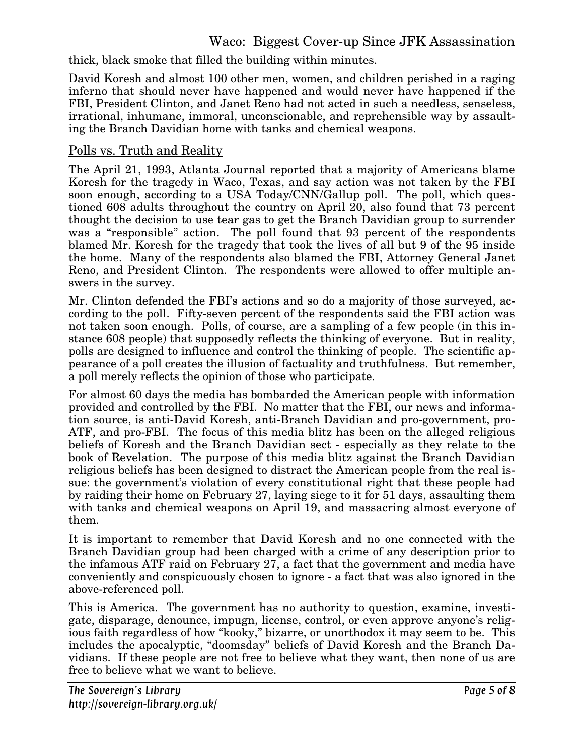thick, black smoke that filled the building within minutes.

David Koresh and almost 100 other men, women, and children perished in a raging inferno that should never have happened and would never have happened if the FBI, President Clinton, and Janet Reno had not acted in such a needless, senseless, irrational, inhumane, immoral, unconscionable, and reprehensible way by assaulting the Branch Davidian home with tanks and chemical weapons.

## Polls vs. Truth and Reality

The April 21, 1993, Atlanta Journal reported that a majority of Americans blame Koresh for the tragedy in Waco, Texas, and say action was not taken by the FBI soon enough, according to a USA Today/CNN/Gallup poll. The poll, which questioned 608 adults throughout the country on April 20, also found that 73 percent thought the decision to use tear gas to get the Branch Davidian group to surrender was a "responsible" action. The poll found that 93 percent of the respondents blamed Mr. Koresh for the tragedy that took the lives of all but 9 of the 95 inside the home. Many of the respondents also blamed the FBI, Attorney General Janet Reno, and President Clinton. The respondents were allowed to offer multiple answers in the survey.

Mr. Clinton defended the FBI's actions and so do a majority of those surveyed, according to the poll. Fifty-seven percent of the respondents said the FBI action was not taken soon enough. Polls, of course, are a sampling of a few people (in this instance 608 people) that supposedly reflects the thinking of everyone. But in reality, polls are designed to influence and control the thinking of people. The scientific appearance of a poll creates the illusion of factuality and truthfulness. But remember, a poll merely reflects the opinion of those who participate.

For almost 60 days the media has bombarded the American people with information provided and controlled by the FBI. No matter that the FBI, our news and information source, is anti-David Koresh, anti-Branch Davidian and pro-government, pro-ATF, and pro-FBI. The focus of this media blitz has been on the alleged religious beliefs of Koresh and the Branch Davidian sect - especially as they relate to the book of Revelation. The purpose of this media blitz against the Branch Davidian religious beliefs has been designed to distract the American people from the real issue: the government's violation of every constitutional right that these people had by raiding their home on February 27, laying siege to it for 51 days, assaulting them with tanks and chemical weapons on April 19, and massacring almost everyone of them.

It is important to remember that David Koresh and no one connected with the Branch Davidian group had been charged with a crime of any description prior to the infamous ATF raid on February 27, a fact that the government and media have conveniently and conspicuously chosen to ignore - a fact that was also ignored in the above-referenced poll.

This is America. The government has no authority to question, examine, investigate, disparage, denounce, impugn, license, control, or even approve anyone's religious faith regardless of how "kooky," bizarre, or unorthodox it may seem to be. This includes the apocalyptic, "doomsday" beliefs of David Koresh and the Branch Davidians. If these people are not free to believe what they want, then none of us are free to believe what we want to believe.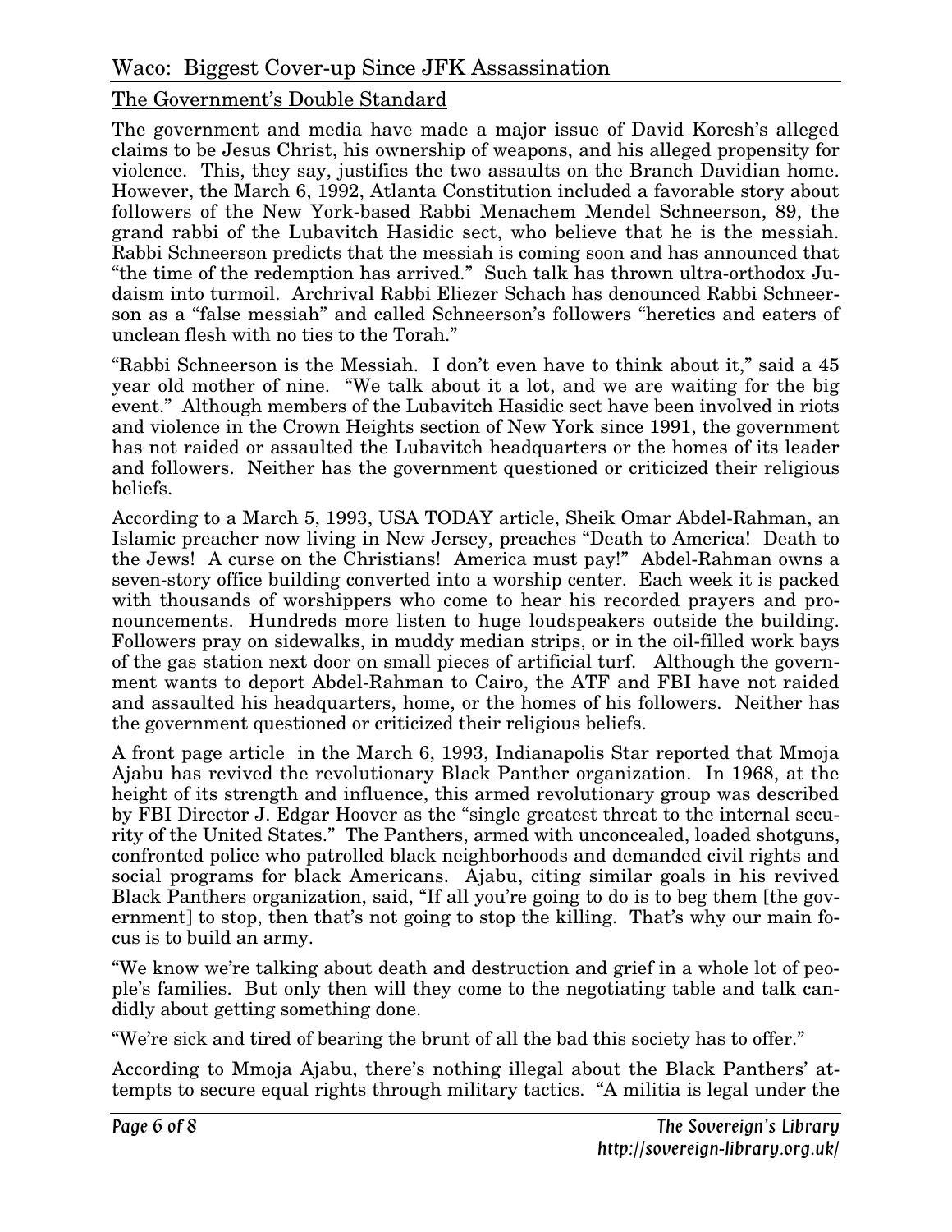## The Government's Double Standard

The government and media have made a major issue of David Koresh's alleged claims to be Jesus Christ, his ownership of weapons, and his alleged propensity for violence. This, they say, justifies the two assaults on the Branch Davidian home. However, the March 6, 1992, Atlanta Constitution included a favorable story about followers of the New York-based Rabbi Menachem Mendel Schneerson, 89, the grand rabbi of the Lubavitch Hasidic sect, who believe that he is the messiah. Rabbi Schneerson predicts that the messiah is coming soon and has announced that "the time of the redemption has arrived." Such talk has thrown ultra-orthodox Judaism into turmoil. Archrival Rabbi Eliezer Schach has denounced Rabbi Schneerson as a "false messiah" and called Schneerson's followers "heretics and eaters of unclean flesh with no ties to the Torah."

"Rabbi Schneerson is the Messiah. I don't even have to think about it," said a 45 year old mother of nine. "We talk about it a lot, and we are waiting for the big event." Although members of the Lubavitch Hasidic sect have been involved in riots and violence in the Crown Heights section of New York since 1991, the government has not raided or assaulted the Lubavitch headquarters or the homes of its leader and followers. Neither has the government questioned or criticized their religious beliefs.

According to a March 5, 1993, USA TODAY article, Sheik Omar Abdel-Rahman, an Islamic preacher now living in New Jersey, preaches "Death to America! Death to the Jews! A curse on the Christians! America must pay!" Abdel-Rahman owns a seven-story office building converted into a worship center. Each week it is packed with thousands of worshippers who come to hear his recorded prayers and pronouncements. Hundreds more listen to huge loudspeakers outside the building. Followers pray on sidewalks, in muddy median strips, or in the oil-filled work bays of the gas station next door on small pieces of artificial turf. Although the government wants to deport Abdel-Rahman to Cairo, the ATF and FBI have not raided and assaulted his headquarters, home, or the homes of his followers. Neither has the government questioned or criticized their religious beliefs.

A front page article in the March 6, 1993, Indianapolis Star reported that Mmoja Ajabu has revived the revolutionary Black Panther organization. In 1968, at the height of its strength and influence, this armed revolutionary group was described by FBI Director J. Edgar Hoover as the "single greatest threat to the internal security of the United States." The Panthers, armed with unconcealed, loaded shotguns, confronted police who patrolled black neighborhoods and demanded civil rights and social programs for black Americans. Ajabu, citing similar goals in his revived Black Panthers organization, said, "If all you're going to do is to beg them [the government] to stop, then that's not going to stop the killing. That's why our main focus is to build an army.

"We know we're talking about death and destruction and grief in a whole lot of people's families. But only then will they come to the negotiating table and talk candidly about getting something done.

"We're sick and tired of bearing the brunt of all the bad this society has to offer."

According to Mmoja Ajabu, there's nothing illegal about the Black Panthers' attempts to secure equal rights through military tactics. "A militia is legal under the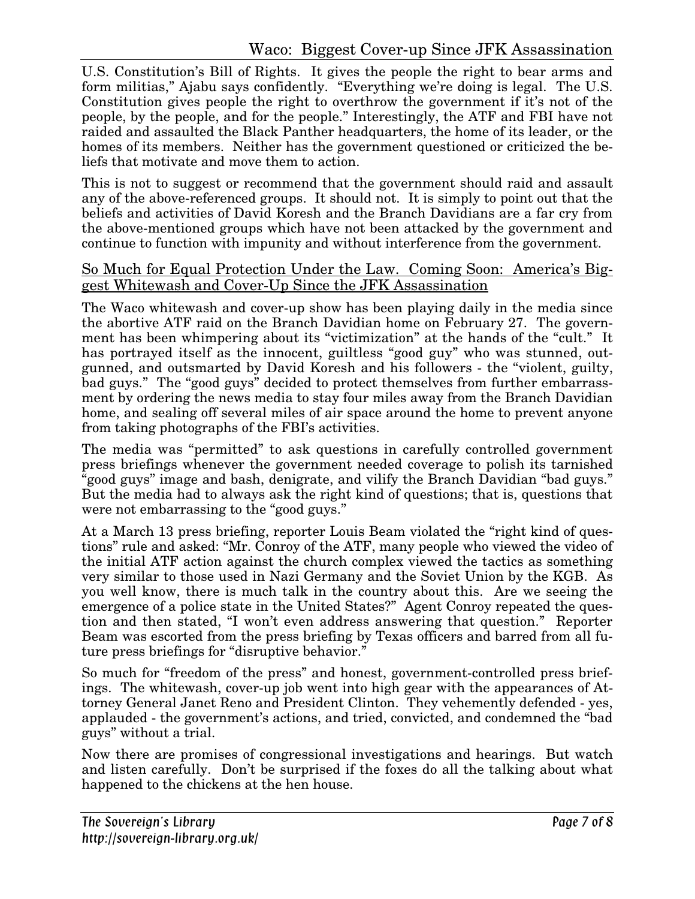U.S. Constitution's Bill of Rights. It gives the people the right to bear arms and form militias," Ajabu says confidently. "Everything we're doing is legal. The U.S. Constitution gives people the right to overthrow the government if it's not of the people, by the people, and for the people." Interestingly, the ATF and FBI have not raided and assaulted the Black Panther headquarters, the home of its leader, or the homes of its members. Neither has the government questioned or criticized the beliefs that motivate and move them to action.

This is not to suggest or recommend that the government should raid and assault any of the above-referenced groups. It should not. It is simply to point out that the beliefs and activities of David Koresh and the Branch Davidians are a far cry from the above-mentioned groups which have not been attacked by the government and continue to function with impunity and without interference from the government.

## So Much for Equal Protection Under the Law. Coming Soon: America's Biggest Whitewash and Cover-Up Since the JFK Assassination

The Waco whitewash and cover-up show has been playing daily in the media since the abortive ATF raid on the Branch Davidian home on February 27. The government has been whimpering about its "victimization" at the hands of the "cult." It has portrayed itself as the innocent, guiltless "good guy" who was stunned, outgunned, and outsmarted by David Koresh and his followers - the "violent, guilty, bad guys." The "good guys" decided to protect themselves from further embarrassment by ordering the news media to stay four miles away from the Branch Davidian home, and sealing off several miles of air space around the home to prevent anyone from taking photographs of the FBI's activities.

The media was "permitted" to ask questions in carefully controlled government press briefings whenever the government needed coverage to polish its tarnished "good guys" image and bash, denigrate, and vilify the Branch Davidian "bad guys." But the media had to always ask the right kind of questions; that is, questions that were not embarrassing to the "good guys."

At a March 13 press briefing, reporter Louis Beam violated the "right kind of questions" rule and asked: "Mr. Conroy of the ATF, many people who viewed the video of the initial ATF action against the church complex viewed the tactics as something very similar to those used in Nazi Germany and the Soviet Union by the KGB. As you well know, there is much talk in the country about this. Are we seeing the emergence of a police state in the United States?" Agent Conroy repeated the question and then stated, "I won't even address answering that question." Reporter Beam was escorted from the press briefing by Texas officers and barred from all future press briefings for "disruptive behavior."

So much for "freedom of the press" and honest, government-controlled press briefings. The whitewash, cover-up job went into high gear with the appearances of Attorney General Janet Reno and President Clinton. They vehemently defended - yes, applauded - the government's actions, and tried, convicted, and condemned the "bad guys" without a trial.

Now there are promises of congressional investigations and hearings. But watch and listen carefully. Don't be surprised if the foxes do all the talking about what happened to the chickens at the hen house.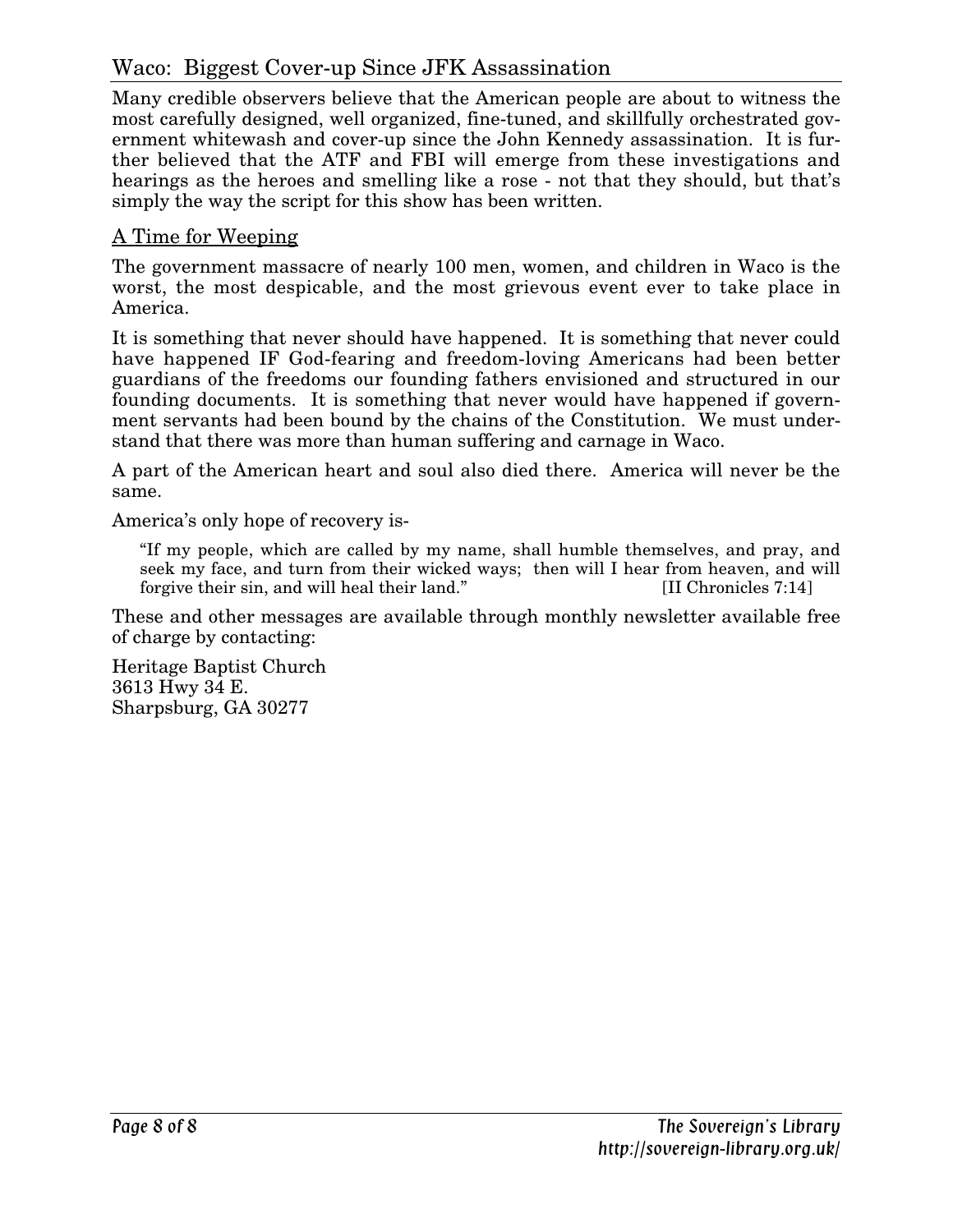## Waco: Biggest Cover-up Since JFK Assassination

Many credible observers believe that the American people are about to witness the most carefully designed, well organized, fine-tuned, and skillfully orchestrated government whitewash and cover-up since the John Kennedy assassination. It is further believed that the ATF and FBI will emerge from these investigations and hearings as the heroes and smelling like a rose - not that they should, but that's simply the way the script for this show has been written.

### A Time for Weeping

The government massacre of nearly 100 men, women, and children in Waco is the worst, the most despicable, and the most grievous event ever to take place in America.

It is something that never should have happened. It is something that never could have happened IF God-fearing and freedom-loving Americans had been better guardians of the freedoms our founding fathers envisioned and structured in our founding documents. It is something that never would have happened if government servants had been bound by the chains of the Constitution. We must understand that there was more than human suffering and carnage in Waco.

A part of the American heart and soul also died there. America will never be the same.

America's only hope of recovery is-

> "If my people, which are called by my name, shall humble themselves, and pray, and seek my face, and turn from their wicked ways; then will I hear from heaven, and will forgive their sin, and will heal their land." [II Chronicles 7:14]

These and other messages are available through monthly newsletter available free of charge by contacting:

Heritage Baptist Church
3613 Hwy 34 E.
Sharpsburg, GA 30277